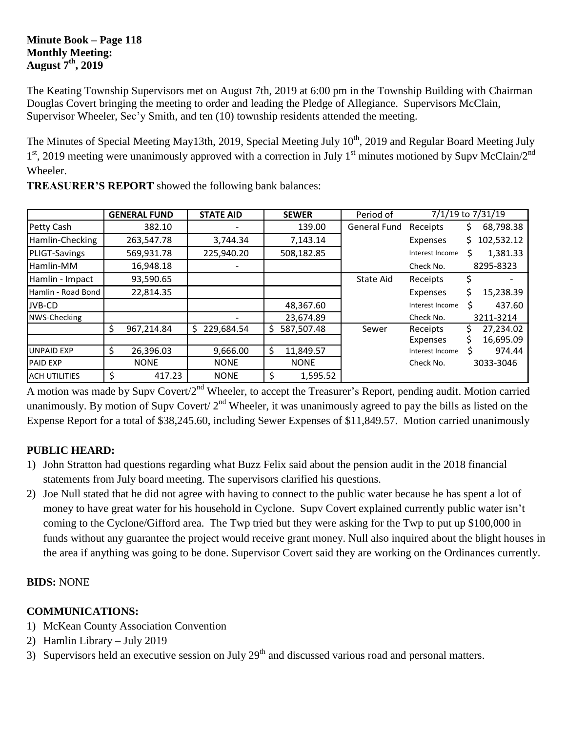**Minute Book – Page 118**
**Monthly Meeting:**
**August 7th, 2019**

The Keating Township Supervisors met on August 7th, 2019 at 6:00 pm in the Township Building with Chairman Douglas Covert bringing the meeting to order and leading the Pledge of Allegiance. Supervisors McClain, Supervisor Wheeler, Sec'y Smith, and ten (10) township residents attended the meeting.

The Minutes of Special Meeting May13th, 2019, Special Meeting July 10th, 2019 and Regular Board Meeting July 1st, 2019 meeting were unanimously approved with a correction in July 1st minutes motioned by Supv McClain/2nd Wheeler.

**TREASURER'S REPORT** showed the following bank balances:

| | GENERAL FUND | STATE AID | SEWER | Period of | 7/1/19 to 7/31/19 | |
|---|---|---|---|---|---|---|
| Petty Cash | 382.10 | - | 139.00 | General Fund | Receipts | $ 68,798.38 |
| Hamlin-Checking | 263,547.78 | 3,744.34 | 7,143.14 | | Expenses | $ 102,532.12 |
| PLIGT-Savings | 569,931.78 | 225,940.20 | 508,182.85 | | Interest Income | $ 1,381.33 |
| Hamlin-MM | 16,948.18 | - | | | Check No. | 8295-8323 |
| Hamlin - Impact | 93,590.65 | | | State Aid | Receipts | $ - |
| Hamlin - Road Bond | 22,814.35 | | | | Expenses | $ 15,238.39 |
| JVB-CD | | | 48,367.60 | | Interest Income | $ 437.60 |
| NWS-Checking | | - | 23,674.89 | | Check No. | 3211-3214 |
| | $ 967,214.84 | $ 229,684.54 | $ 587,507.48 | Sewer | Receipts | $ 27,234.02 |
| | | | | | Expenses | $ 16,695.09 |
| UNPAID EXP | $ 26,396.03 | 9,666.00 | $ 11,849.57 | | Interest Income | $ 974.44 |
| PAID EXP | NONE | NONE | NONE | | Check No. | 3033-3046 |
| ACH UTILITIES | $ 417.23 | NONE | $ 1,595.52 | | | |

A motion was made by Supv Covert/2nd Wheeler, to accept the Treasurer's Report, pending audit. Motion carried unanimously. By motion of Supv Covert/ 2nd Wheeler, it was unanimously agreed to pay the bills as listed on the Expense Report for a total of $38,245.60, including Sewer Expenses of $11,849.57. Motion carried unanimously

**PUBLIC HEARD:**

1) John Stratton had questions regarding what Buzz Felix said about the pension audit in the 2018 financial statements from July board meeting. The supervisors clarified his questions.
2) Joe Null stated that he did not agree with having to connect to the public water because he has spent a lot of money to have great water for his household in Cyclone. Supv Covert explained currently public water isn't coming to the Cyclone/Gifford area. The Twp tried but they were asking for the Twp to put up $100,000 in funds without any guarantee the project would receive grant money. Null also inquired about the blight houses in the area if anything was going to be done. Supervisor Covert said they are working on the Ordinances currently.

**BIDS:** NONE

**COMMUNICATIONS:**

1) McKean County Association Convention
2) Hamlin Library – July 2019
3) Supervisors held an executive session on July 29th and discussed various road and personal matters.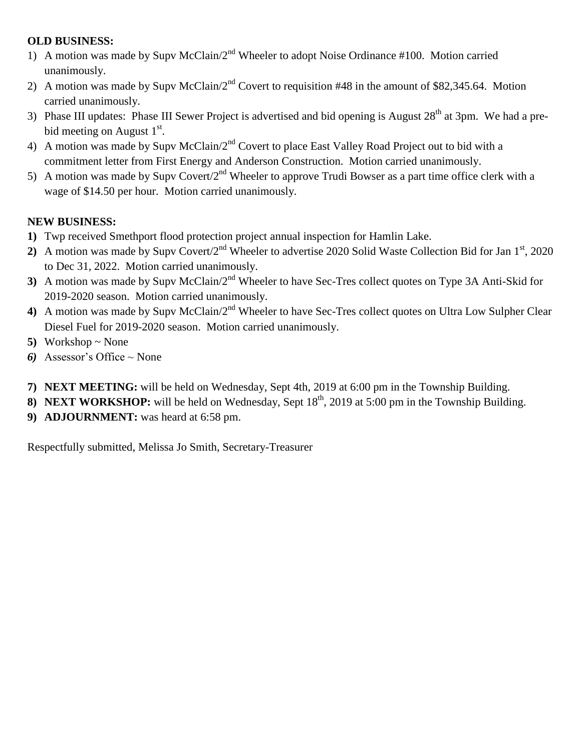**OLD BUSINESS:**

1) A motion was made by Supv McClain/2nd Wheeler to adopt Noise Ordinance #100. Motion carried unanimously.
2) A motion was made by Supv McClain/2nd Covert to requisition #48 in the amount of $82,345.64. Motion carried unanimously.
3) Phase III updates: Phase III Sewer Project is advertised and bid opening is August 28th at 3pm. We had a pre-bid meeting on August 1st.
4) A motion was made by Supv McClain/2nd Covert to place East Valley Road Project out to bid with a commitment letter from First Energy and Anderson Construction. Motion carried unanimously.
5) A motion was made by Supv Covert/2nd Wheeler to approve Trudi Bowser as a part time office clerk with a wage of $14.50 per hour. Motion carried unanimously.

**NEW BUSINESS:**

**1)** Twp received Smethport flood protection project annual inspection for Hamlin Lake.
**2)** A motion was made by Supv Covert/2nd Wheeler to advertise 2020 Solid Waste Collection Bid for Jan 1st, 2020 to Dec 31, 2022. Motion carried unanimously.
**3)** A motion was made by Supv McClain/2nd Wheeler to have Sec-Tres collect quotes on Type 3A Anti-Skid for 2019-2020 season. Motion carried unanimously.
**4)** A motion was made by Supv McClain/2nd Wheeler to have Sec-Tres collect quotes on Ultra Low Sulpher Clear Diesel Fuel for 2019-2020 season. Motion carried unanimously.
**5)** Workshop ~ None
***6)*** Assessor's Office ~ None

**7) NEXT MEETING:** will be held on Wednesday, Sept 4th, 2019 at 6:00 pm in the Township Building.
**8) NEXT WORKSHOP:** will be held on Wednesday, Sept 18th, 2019 at 5:00 pm in the Township Building.
**9) ADJOURNMENT:** was heard at 6:58 pm.

Respectfully submitted, Melissa Jo Smith, Secretary-Treasurer